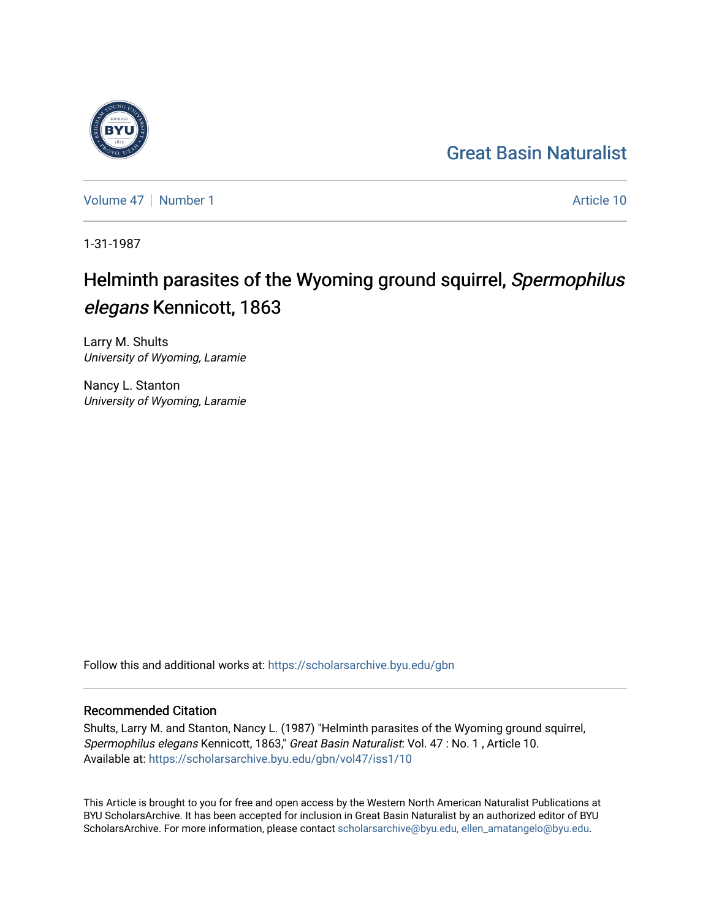Great Basin Naturalist

Volume 47 | Number 1 | Article 10

1-31-1987

# Helminth parasites of the Wyoming ground squirrel, *Spermophilus elegans* Kennicott, 1863

Larry M. Shults
*University of Wyoming, Laramie*

Nancy L. Stanton
*University of Wyoming, Laramie*

Follow this and additional works at: https://scholarsarchive.byu.edu/gbn

## Recommended Citation

Shults, Larry M. and Stanton, Nancy L. (1987) "Helminth parasites of the Wyoming ground squirrel, *Spermophilus elegans* Kennicott, 1863," *Great Basin Naturalist*: Vol. 47 : No. 1 , Article 10.
Available at: https://scholarsarchive.byu.edu/gbn/vol47/iss1/10

This Article is brought to you for free and open access by the Western North American Naturalist Publications at BYU ScholarsArchive. It has been accepted for inclusion in Great Basin Naturalist by an authorized editor of BYU ScholarsArchive. For more information, please contact scholarsarchive@byu.edu, ellen_amatangelo@byu.edu.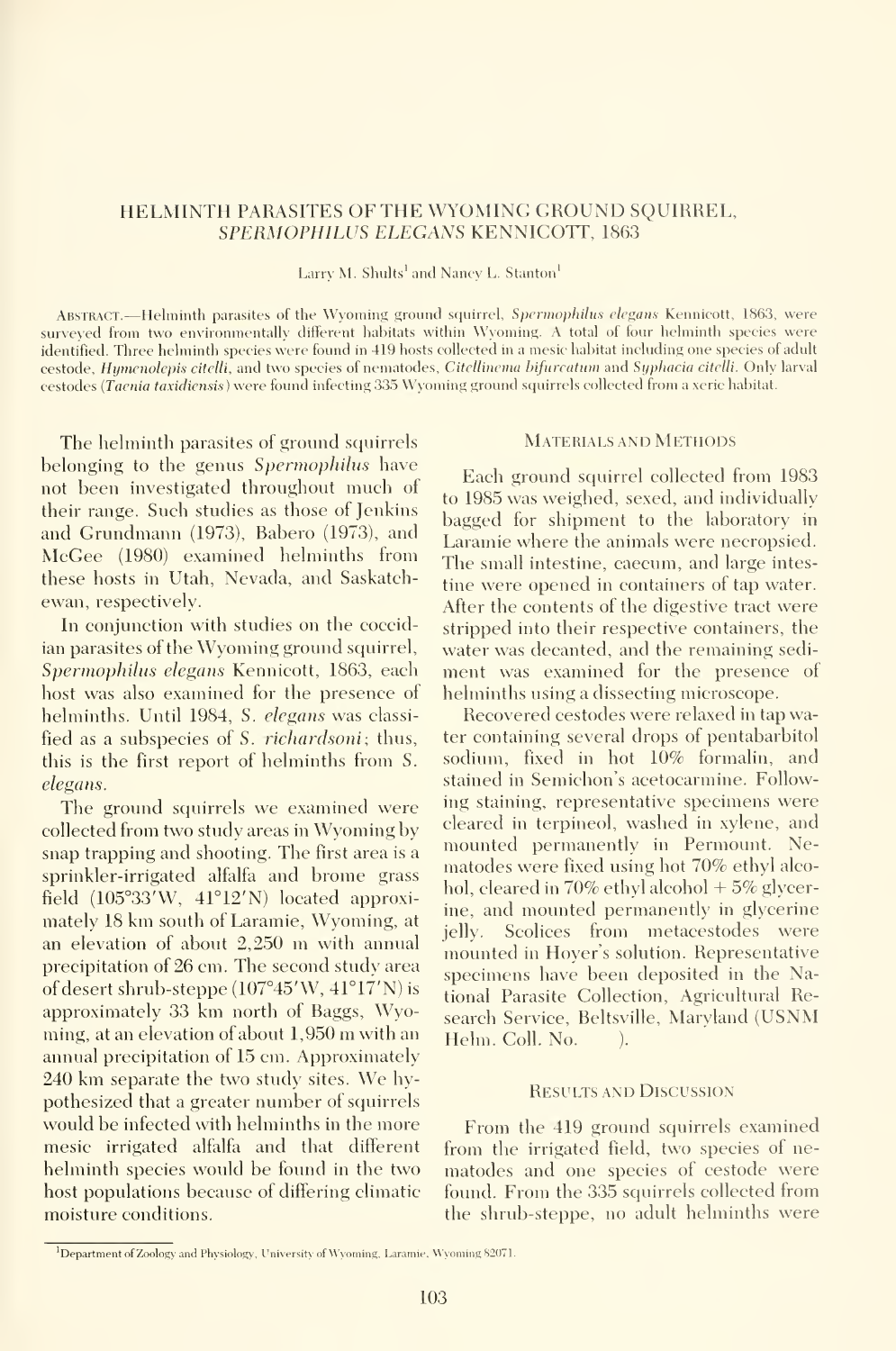# HELMINTH PARASITES OF THE WYOMING GROUND SQUIRREL, *SPERMOPHILUS ELEGANS* KENNICOTT, 1863

Larry M. Shults[1] and Nancy L. Stanton[1]

ABSTRACT.—Helminth parasites of the Wyoming ground squirrel, *Spermophilus elegans* Kennicott, 1863, were surveyed from two environmentally different habitats within Wyoming. A total of four helminth species were identified. Three helminth species were found in 419 hosts collected in a mesic habitat including one species of adult cestode, *Hymenolepis citelli*, and two species of nematodes, *Citellinema bifurcatum* and *Syphacia citelli*. Only larval cestodes (*Taenia taxidiensis*) were found infecting 335 Wyoming ground squirrels collected from a xeric habitat.

The helminth parasites of ground squirrels belonging to the genus *Spermophilus* have not been investigated throughout much of their range. Such studies as those of Jenkins and Grundmann (1973), Babero (1973), and McGee (1980) examined helminths from these hosts in Utah, Nevada, and Saskatchewan, respectively.

In conjunction with studies on the coccidian parasites of the Wyoming ground squirrel, *Spermophilus elegans* Kennicott, 1863, each host was also examined for the presence of helminths. Until 1984, *S. elegans* was classified as a subspecies of *S. richardsoni*; thus, this is the first report of helminths from *S. elegans*.

The ground squirrels we examined were collected from two study areas in Wyoming by snap trapping and shooting. The first area is a sprinkler-irrigated alfalfa and brome grass field (105°33′W, 41°12′N) located approximately 18 km south of Laramie, Wyoming, at an elevation of about 2,250 m with annual precipitation of 26 cm. The second study area of desert shrub-steppe (107°45′W, 41°17′N) is approximately 33 km north of Baggs, Wyoming, at an elevation of about 1,950 m with an annual precipitation of 15 cm. Approximately 240 km separate the two study sites. We hypothesized that a greater number of squirrels would be infected with helminths in the more mesic irrigated alfalfa and that different helminth species would be found in the two host populations because of differing climatic moisture conditions.

## MATERIALS AND METHODS

Each ground squirrel collected from 1983 to 1985 was weighed, sexed, and individually bagged for shipment to the laboratory in Laramie where the animals were necropsied. The small intestine, caecum, and large intestine were opened in containers of tap water. After the contents of the digestive tract were stripped into their respective containers, the water was decanted, and the remaining sediment was examined for the presence of helminths using a dissecting microscope.

Recovered cestodes were relaxed in tap water containing several drops of pentabarbitol sodium, fixed in hot 10% formalin, and stained in Semichon's acetocarmine. Following staining, representative specimens were cleared in terpineol, washed in xylene, and mounted permanently in Permount. Nematodes were fixed using hot 70% ethyl alcohol, cleared in 70% ethyl alcohol + 5% glycerine, and mounted permanently in glycerine jelly. Scolices from metacestodes were mounted in Hoyer's solution. Representative specimens have been deposited in the National Parasite Collection, Agricultural Research Service, Beltsville, Maryland (USNM Helm. Coll. No. ).

## RESULTS AND DISCUSSION

From the 419 ground squirrels examined from the irrigated field, two species of nematodes and one species of cestode were found. From the 335 squirrels collected from the shrub-steppe, no adult helminths were

[1]Department of Zoology and Physiology, University of Wyoming, Laramie, Wyoming 82071.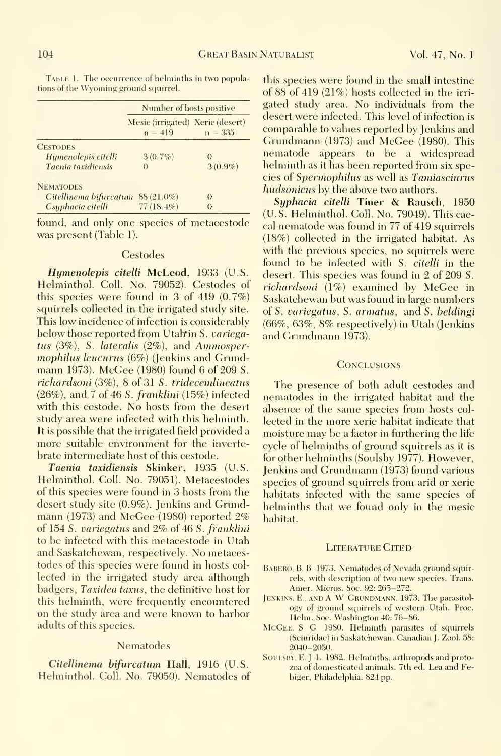Table 1. The occurrence of helminths in two populations of the Wyoming ground squirrel.

| | Number of hosts positive | |
|---|---|---|
| | Mesic (irrigated) n = 419 | Xeric (desert) n = 335 |
| **Cestodes** | | |
| *Hymenolepis citelli* | 3 (0.7%) | 0 |
| *Taenia taxidiensis* | 0 | 3 (0.9%) |
| **Nematodes** | | |
| *Citellinema bifurcatum* | 88 (21.0%) | 0 |
| *Csyphacia citelli* | 77 (18.4%) | 0 |

found, and only one species of metacestode was present (Table 1).

## Cestodes

***Hymenolepis citelli*** **McLeod, 1933** (U.S. Helminthol. Coll. No. 79052). Cestodes of this species were found in 3 of 419 (0.7%) squirrels collected in the irrigated study site. This low incidence of infection is considerably below those reported from Utah in *S. variegatus* (3%), *S. lateralis* (2%), and *Ammospermophilus leucurus* (6%) (Jenkins and Grundmann 1973). McGee (1980) found 6 of 209 *S. richardsoni* (3%), 8 of 31 *S. tridecemlineatus* (26%), and 7 of 46 *S. franklini* (15%) infected with this cestode. No hosts from the desert study area were infected with this helminth. It is possible that the irrigated field provided a more suitable environment for the invertebrate intermediate host of this cestode.

***Taenia taxidiensis*** **Skinker, 1935** (U.S. Helminthol. Coll. No. 79051). Metacestodes of this species were found in 3 hosts from the desert study site (0.9%). Jenkins and Grundmann (1973) and McGee (1980) reported 2% of 154 *S. variegatus* and 2% of 46 *S. franklini* to be infected with this metacestode in Utah and Saskatchewan, respectively. No metacestodes of this species were found in hosts collected in the irrigated study area although badgers, *Taxidea taxus*, the definitive host for this helminth, were frequently encountered on the study area and were known to harbor adults of this species.

## Nematodes

***Citellinema bifurcatum*** **Hall, 1916** (U.S. Helminthol. Coll. No. 79050). Nematodes of this species were found in the small intestine of 88 of 419 (21%) hosts collected in the irrigated study area. No individuals from the desert were infected. This level of infection is comparable to values reported by Jenkins and Grundmann (1973) and McGee (1980). This nematode appears to be a widespread helminth as it has been reported from six species of *Spermophilus* as well as *Tamiasciurus hudsonicus* by the above two authors.

***Syphacia citelli*** **Tiner & Rausch, 1950** (U.S. Helminthol. Coll. No. 79049). This caecal nematode was found in 77 of 419 squirrels (18%) collected in the irrigated habitat. As with the previous species, no squirrels were found to be infected with *S. citelli* in the desert. This species was found in 2 of 209 *S. richardsoni* (1%) examined by McGee in Saskatchewan but was found in large numbers of *S. variegatus*, *S. armatus*, and *S. beldingi* (66%, 63%, 8% respectively) in Utah (Jenkins and Grundmann 1973).

## Conclusions

The presence of both adult cestodes and nematodes in the irrigated habitat and the absence of the same species from hosts collected in the more xeric habitat indicate that moisture may be a factor in furthering the life cycle of helminths of ground squirrels as it is for other helminths (Soulsby 1977). However, Jenkins and Grundmann (1973) found various species of ground squirrels from arid or xeric habitats infected with the same species of helminths that we found only in the mesic habitat.

## Literature Cited

Babero, B. B. 1973. Nematodes of Nevada ground squirrels, with description of two new species. Trans. Amer. Micros. Soc. 92: 265–272.

Jenkins, E., and A. W. Grundmann. 1973. The parasitology of ground squirrels of western Utah. Proc. Helm. Soc. Washington 40: 76–86.

McGee, S. G. 1980. Helminth parasites of squirrels (Sciuridae) in Saskatchewan. Canadian J. Zool. 58: 2040–2050.

Soulsby, E. J. L. 1982. Helminths, arthropods and protozoa of domesticated animals. 7th ed. Lea and Febiger, Philadelphia. 824 pp.